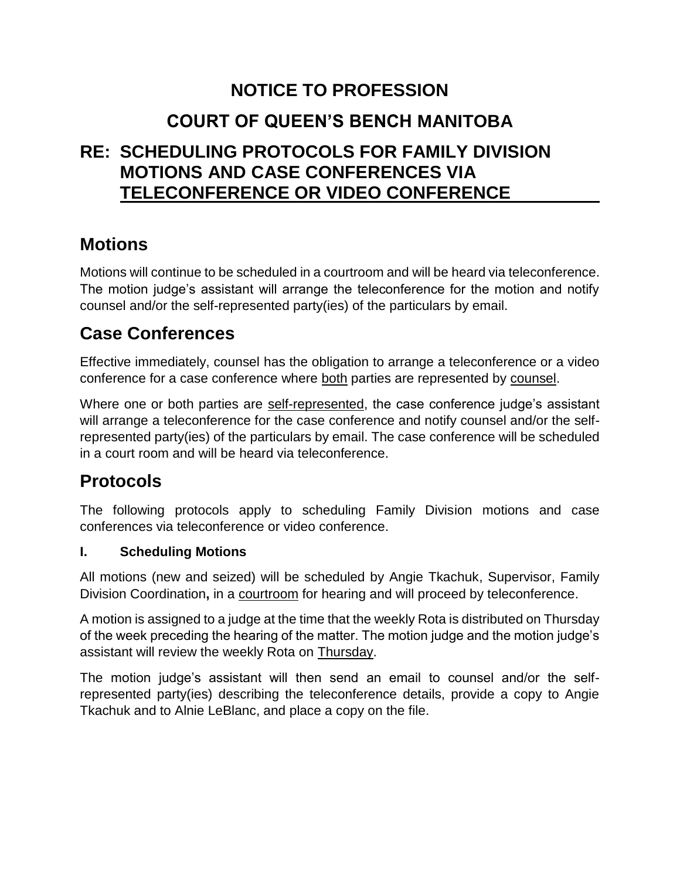# NOTICE TO PROFESSION

# COURT OF QUEEN'S BENCH MANITOBA

## RE: SCHEDULING PROTOCOLS FOR FAMILY DIVISION MOTIONS AND CASE CONFERENCES VIA TELECONFERENCE OR VIDEO CONFERENCE

## Motions

Motions will continue to be scheduled in a courtroom and will be heard via teleconference. The motion judge's assistant will arrange the teleconference for the motion and notify counsel and/or the self-represented party(ies) of the particulars by email.

## Case Conferences

Effective immediately, counsel has the obligation to arrange a teleconference or a video conference for a case conference where <u>both</u> parties are represented by <u>counsel</u>.

Where one or both parties are <u>self-represented</u>, the case conference judge's assistant will arrange a teleconference for the case conference and notify counsel and/or the self-represented party(ies) of the particulars by email. The case conference will be scheduled in a court room and will be heard via teleconference.

## Protocols

The following protocols apply to scheduling Family Division motions and case conferences via teleconference or video conference.

### I. Scheduling Motions

All motions (new and seized) will be scheduled by Angie Tkachuk, Supervisor, Family Division Coordination**,** in a <u>courtroom</u> for hearing and will proceed by teleconference.

A motion is assigned to a judge at the time that the weekly Rota is distributed on Thursday of the week preceding the hearing of the matter. The motion judge and the motion judge's assistant will review the weekly Rota on <u>Thursday</u>.

The motion judge's assistant will then send an email to counsel and/or the self-represented party(ies) describing the teleconference details, provide a copy to Angie Tkachuk and to Alnie LeBlanc, and place a copy on the file.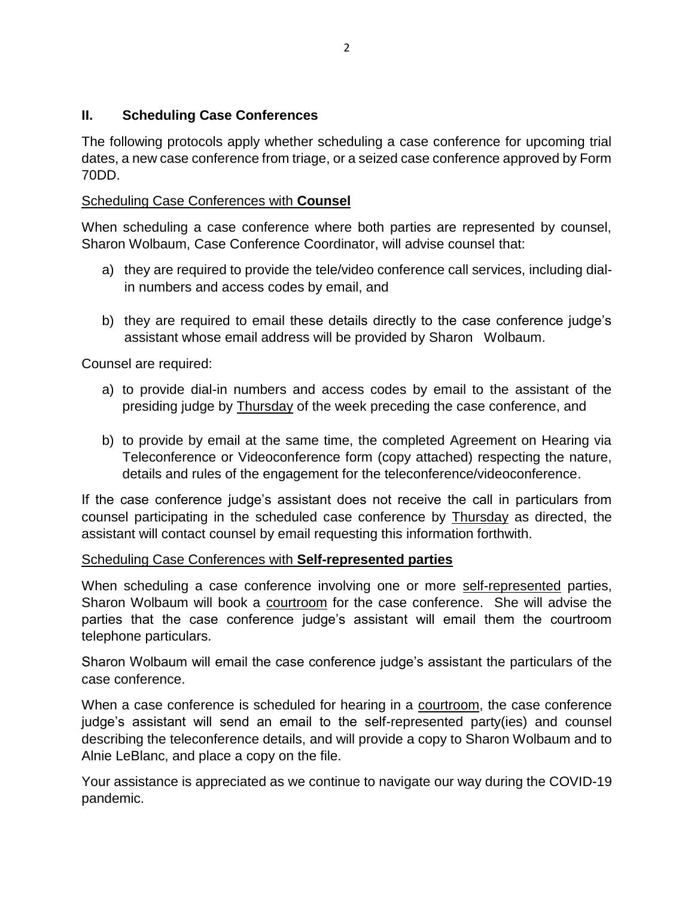## II. Scheduling Case Conferences

The following protocols apply whether scheduling a case conference for upcoming trial dates, a new case conference from triage, or a seized case conference approved by Form 70DD.

### Scheduling Case Conferences with **Counsel**

When scheduling a case conference where both parties are represented by counsel, Sharon Wolbaum, Case Conference Coordinator, will advise counsel that:

a) they are required to provide the tele/video conference call services, including dial-in numbers and access codes by email, and

b) they are required to email these details directly to the case conference judge's assistant whose email address will be provided by Sharon Wolbaum.

Counsel are required:

a) to provide dial-in numbers and access codes by email to the assistant of the presiding judge by Thursday of the week preceding the case conference, and

b) to provide by email at the same time, the completed Agreement on Hearing via Teleconference or Videoconference form (copy attached) respecting the nature, details and rules of the engagement for the teleconference/videoconference.

If the case conference judge's assistant does not receive the call in particulars from counsel participating in the scheduled case conference by Thursday as directed, the assistant will contact counsel by email requesting this information forthwith.

### Scheduling Case Conferences with **Self-represented parties**

When scheduling a case conference involving one or more self-represented parties, Sharon Wolbaum will book a courtroom for the case conference. She will advise the parties that the case conference judge's assistant will email them the courtroom telephone particulars.

Sharon Wolbaum will email the case conference judge's assistant the particulars of the case conference.

When a case conference is scheduled for hearing in a courtroom, the case conference judge's assistant will send an email to the self-represented party(ies) and counsel describing the teleconference details, and will provide a copy to Sharon Wolbaum and to Alnie LeBlanc, and place a copy on the file.

Your assistance is appreciated as we continue to navigate our way during the COVID-19 pandemic.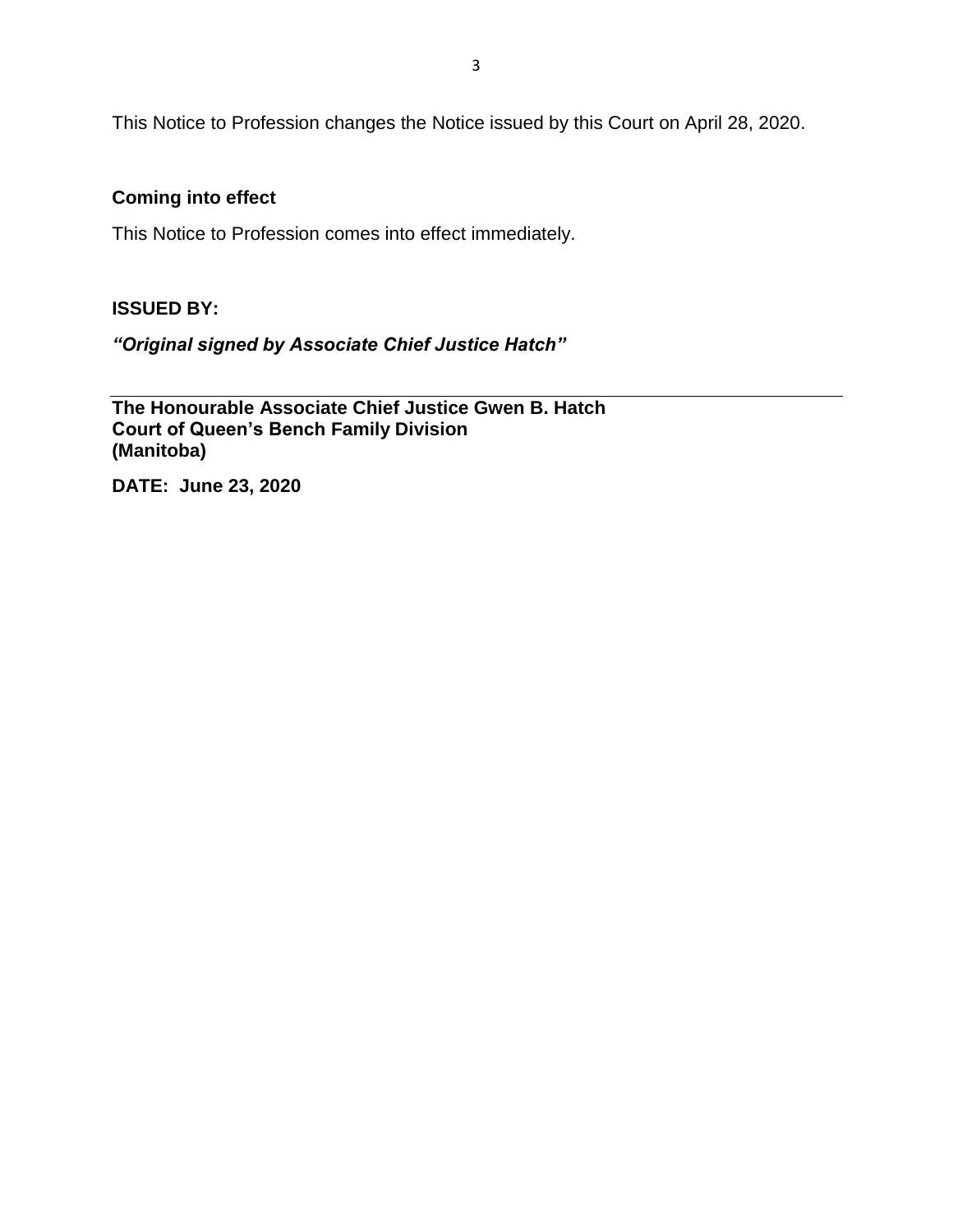This Notice to Profession changes the Notice issued by this Court on April 28, 2020.

**Coming into effect**

This Notice to Profession comes into effect immediately.

**ISSUED BY:**

***"Original signed by Associate Chief Justice Hatch"***

---

**The Honourable Associate Chief Justice Gwen B. Hatch**
**Court of Queen's Bench Family Division**
**(Manitoba)**

**DATE: June 23, 2020**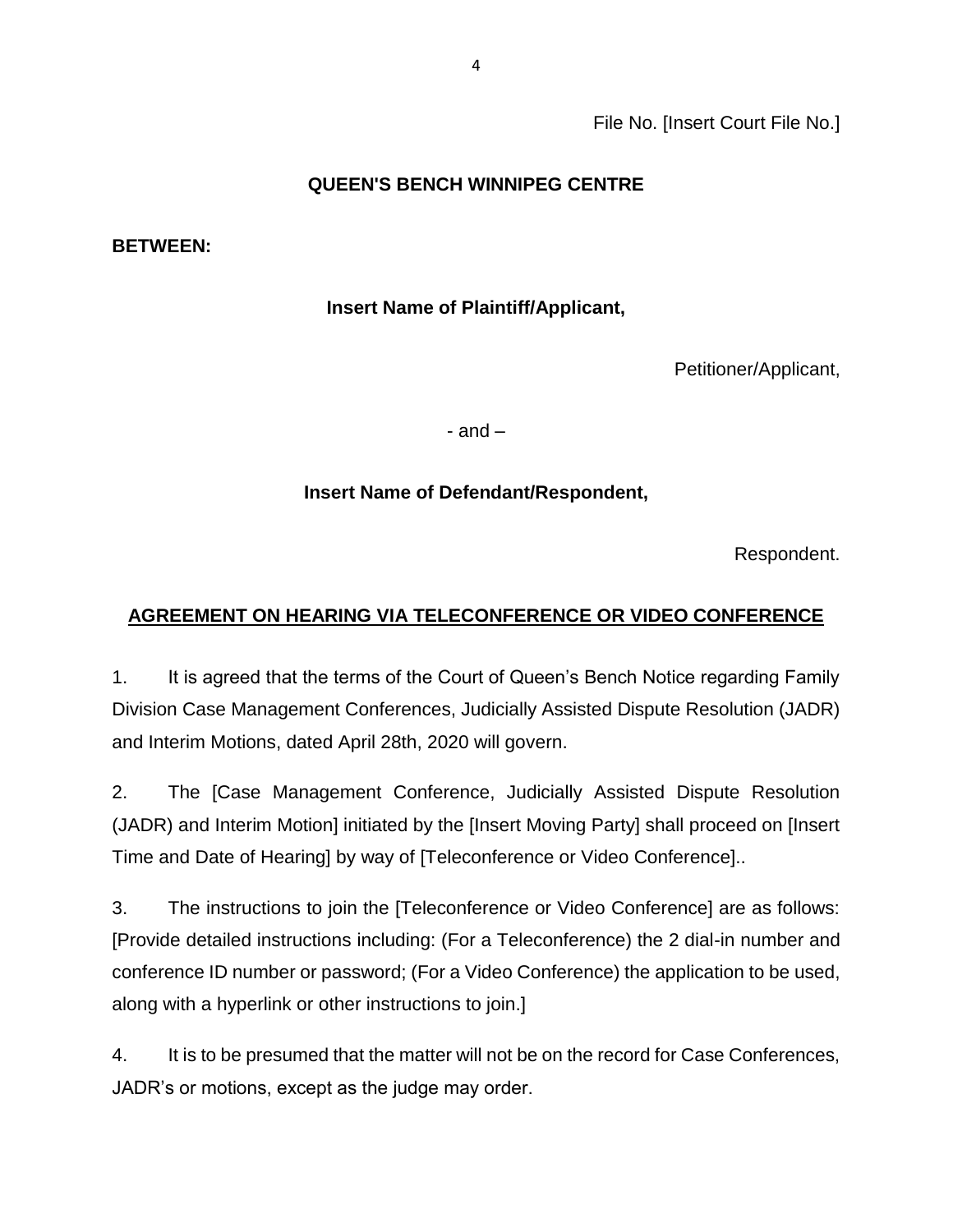File No. [Insert Court File No.]

**QUEEN'S BENCH WINNIPEG CENTRE**

**BETWEEN:**

**Insert Name of Plaintiff/Applicant,**

Petitioner/Applicant,

- and –

**Insert Name of Defendant/Respondent,**

Respondent.

**AGREEMENT ON HEARING VIA TELECONFERENCE OR VIDEO CONFERENCE**

1. It is agreed that the terms of the Court of Queen's Bench Notice regarding Family Division Case Management Conferences, Judicially Assisted Dispute Resolution (JADR) and Interim Motions, dated April 28th, 2020 will govern.

2. The [Case Management Conference, Judicially Assisted Dispute Resolution (JADR) and Interim Motion] initiated by the [Insert Moving Party] shall proceed on [Insert Time and Date of Hearing] by way of [Teleconference or Video Conference]..

3. The instructions to join the [Teleconference or Video Conference] are as follows: [Provide detailed instructions including: (For a Teleconference) the 2 dial-in number and conference ID number or password; (For a Video Conference) the application to be used, along with a hyperlink or other instructions to join.]

4. It is to be presumed that the matter will not be on the record for Case Conferences, JADR's or motions, except as the judge may order.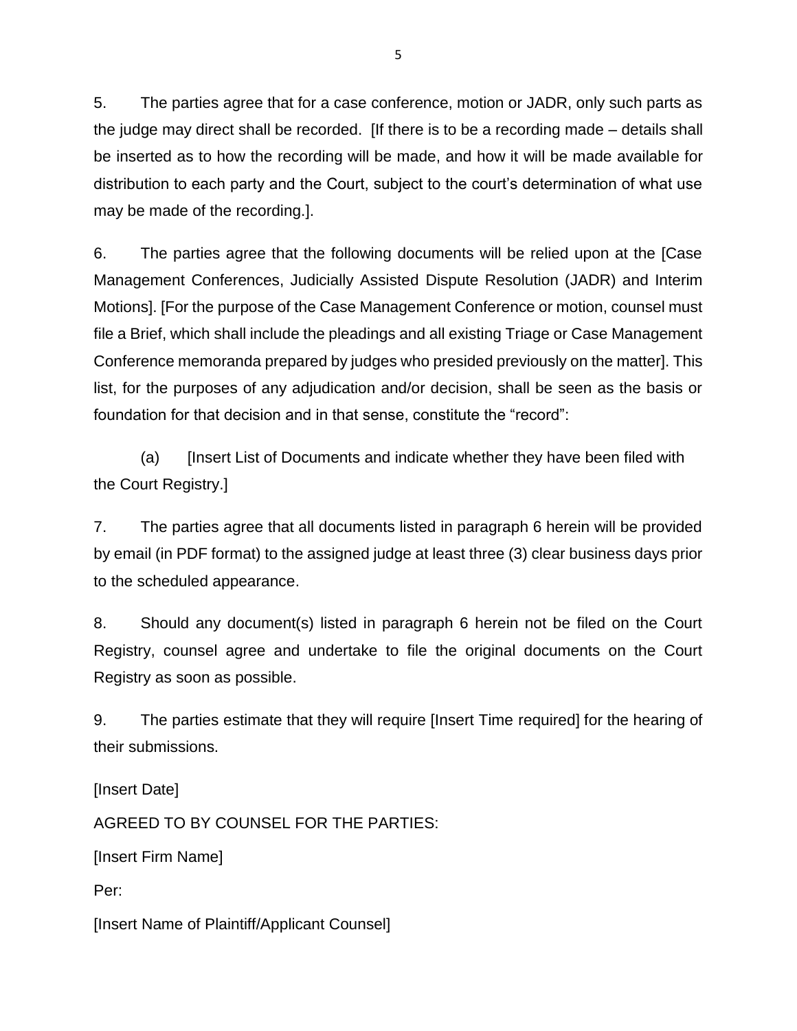5. The parties agree that for a case conference, motion or JADR, only such parts as the judge may direct shall be recorded. [If there is to be a recording made – details shall be inserted as to how the recording will be made, and how it will be made available for distribution to each party and the Court, subject to the court's determination of what use may be made of the recording.].

6. The parties agree that the following documents will be relied upon at the [Case Management Conferences, Judicially Assisted Dispute Resolution (JADR) and Interim Motions]. [For the purpose of the Case Management Conference or motion, counsel must file a Brief, which shall include the pleadings and all existing Triage or Case Management Conference memoranda prepared by judges who presided previously on the matter]. This list, for the purposes of any adjudication and/or decision, shall be seen as the basis or foundation for that decision and in that sense, constitute the "record":

(a) [Insert List of Documents and indicate whether they have been filed with the Court Registry.]

7. The parties agree that all documents listed in paragraph 6 herein will be provided by email (in PDF format) to the assigned judge at least three (3) clear business days prior to the scheduled appearance.

8. Should any document(s) listed in paragraph 6 herein not be filed on the Court Registry, counsel agree and undertake to file the original documents on the Court Registry as soon as possible.

9. The parties estimate that they will require [Insert Time required] for the hearing of their submissions.

[Insert Date]

AGREED TO BY COUNSEL FOR THE PARTIES:

[Insert Firm Name]

Per:

[Insert Name of Plaintiff/Applicant Counsel]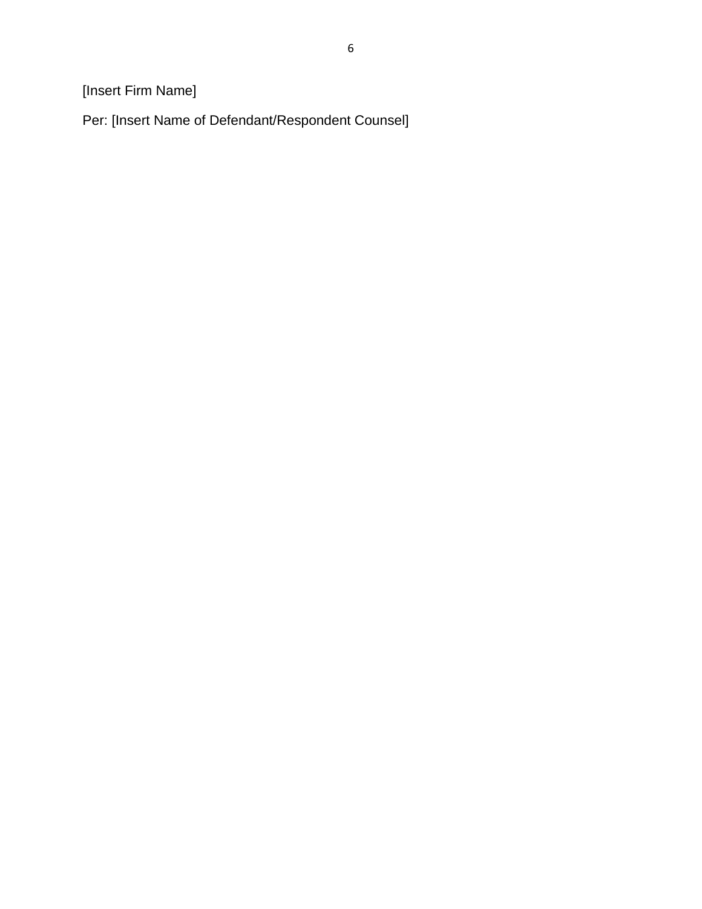[Insert Firm Name]

Per: [Insert Name of Defendant/Respondent Counsel]